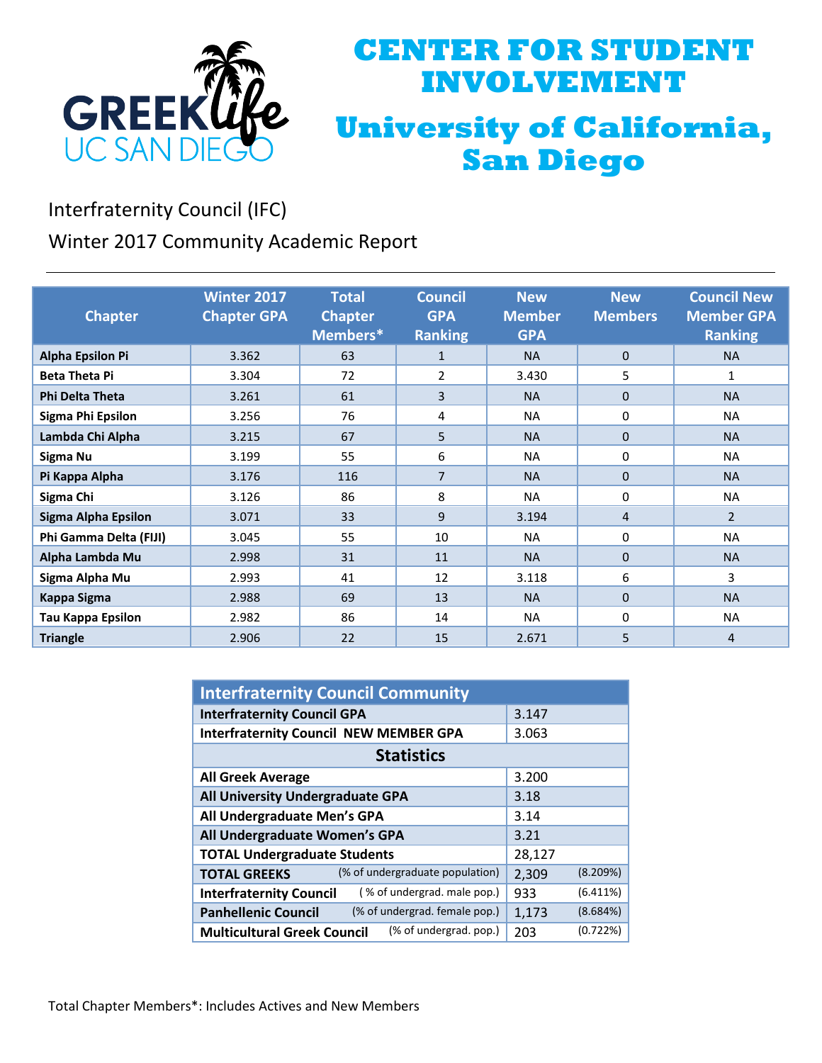# CENTER FOR STUDENT INVOLVEMENT

# University of California, San Diego

GREEK life UC SAN DIEGO

Interfraternity Council (IFC)

Winter 2017 Community Academic Report

| Chapter | Winter 2017 Chapter GPA | Total Chapter Members* | Council GPA Ranking | New Member GPA | New Members | Council New Member GPA Ranking |
|---|---|---|---|---|---|---|
| Alpha Epsilon Pi | 3.362 | 63 | 1 | NA | 0 | NA |
| Beta Theta Pi | 3.304 | 72 | 2 | 3.430 | 5 | 1 |
| Phi Delta Theta | 3.261 | 61 | 3 | NA | 0 | NA |
| Sigma Phi Epsilon | 3.256 | 76 | 4 | NA | 0 | NA |
| Lambda Chi Alpha | 3.215 | 67 | 5 | NA | 0 | NA |
| Sigma Nu | 3.199 | 55 | 6 | NA | 0 | NA |
| Pi Kappa Alpha | 3.176 | 116 | 7 | NA | 0 | NA |
| Sigma Chi | 3.126 | 86 | 8 | NA | 0 | NA |
| Sigma Alpha Epsilon | 3.071 | 33 | 9 | 3.194 | 4 | 2 |
| Phi Gamma Delta (FIJI) | 3.045 | 55 | 10 | NA | 0 | NA |
| Alpha Lambda Mu | 2.998 | 31 | 11 | NA | 0 | NA |
| Sigma Alpha Mu | 2.993 | 41 | 12 | 3.118 | 6 | 3 |
| Kappa Sigma | 2.988 | 69 | 13 | NA | 0 | NA |
| Tau Kappa Epsilon | 2.982 | 86 | 14 | NA | 0 | NA |
| Triangle | 2.906 | 22 | 15 | 2.671 | 5 | 4 |

| Interfraternity Council Community | | |
|---|---|---|
| **Interfraternity Council GPA** | 3.147 | |
| **Interfraternity Council NEW MEMBER GPA** | 3.063 | |
| **Statistics** | | |
| **All Greek Average** | 3.200 | |
| **All University Undergraduate GPA** | 3.18 | |
| **All Undergraduate Men's GPA** | 3.14 | |
| **All Undergraduate Women's GPA** | 3.21 | |
| **TOTAL Undergraduate Students** | 28,127 | |
| **TOTAL GREEKS** (% of undergraduate population) | 2,309 | (8.209%) |
| **Interfraternity Council** ( % of undergrad. male pop.) | 933 | (6.411%) |
| **Panhellenic Council** (% of undergrad. female pop.) | 1,173 | (8.684%) |
| **Multicultural Greek Council** (% of undergrad. pop.) | 203 | (0.722%) |

Total Chapter Members*: Includes Actives and New Members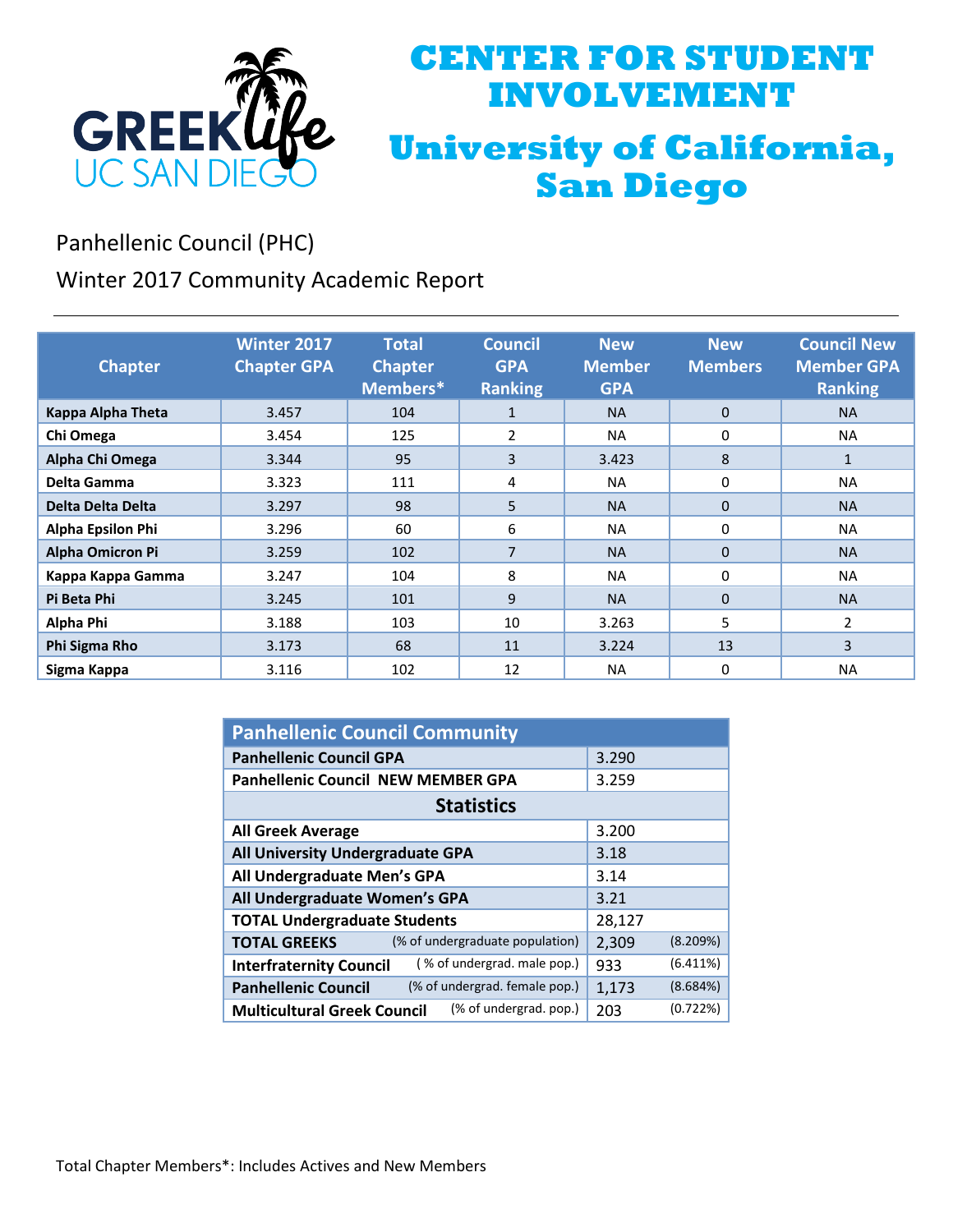# CENTER FOR STUDENT INVOLVEMENT

# University of California, San Diego

GREEK life UC SAN DIEGO

Panhellenic Council (PHC)

Winter 2017 Community Academic Report

| Chapter | Winter 2017 Chapter GPA | Total Chapter Members* | Council GPA Ranking | New Member GPA | New Members | Council New Member GPA Ranking |
|---|---|---|---|---|---|---|
| **Kappa Alpha Theta** | 3.457 | 104 | 1 | NA | 0 | NA |
| **Chi Omega** | 3.454 | 125 | 2 | NA | 0 | NA |
| **Alpha Chi Omega** | 3.344 | 95 | 3 | 3.423 | 8 | 1 |
| **Delta Gamma** | 3.323 | 111 | 4 | NA | 0 | NA |
| **Delta Delta Delta** | 3.297 | 98 | 5 | NA | 0 | NA |
| **Alpha Epsilon Phi** | 3.296 | 60 | 6 | NA | 0 | NA |
| **Alpha Omicron Pi** | 3.259 | 102 | 7 | NA | 0 | NA |
| **Kappa Kappa Gamma** | 3.247 | 104 | 8 | NA | 0 | NA |
| **Pi Beta Phi** | 3.245 | 101 | 9 | NA | 0 | NA |
| **Alpha Phi** | 3.188 | 103 | 10 | 3.263 | 5 | 2 |
| **Phi Sigma Rho** | 3.173 | 68 | 11 | 3.224 | 13 | 3 |
| **Sigma Kappa** | 3.116 | 102 | 12 | NA | 0 | NA |

| Panhellenic Council Community | | |
|---|---|---|
| **Panhellenic Council GPA** | 3.290 | |
| **Panhellenic Council NEW MEMBER GPA** | 3.259 | |
| **Statistics** | | |
| **All Greek Average** | 3.200 | |
| **All University Undergraduate GPA** | 3.18 | |
| **All Undergraduate Men's GPA** | 3.14 | |
| **All Undergraduate Women's GPA** | 3.21 | |
| **TOTAL Undergraduate Students** | 28,127 | |
| **TOTAL GREEKS** (% of undergraduate population) | 2,309 | (8.209%) |
| **Interfraternity Council** ( % of undergrad. male pop.) | 933 | (6.411%) |
| **Panhellenic Council** (% of undergrad. female pop.) | 1,173 | (8.684%) |
| **Multicultural Greek Council** (% of undergrad. pop.) | 203 | (0.722%) |

Total Chapter Members*: Includes Actives and New Members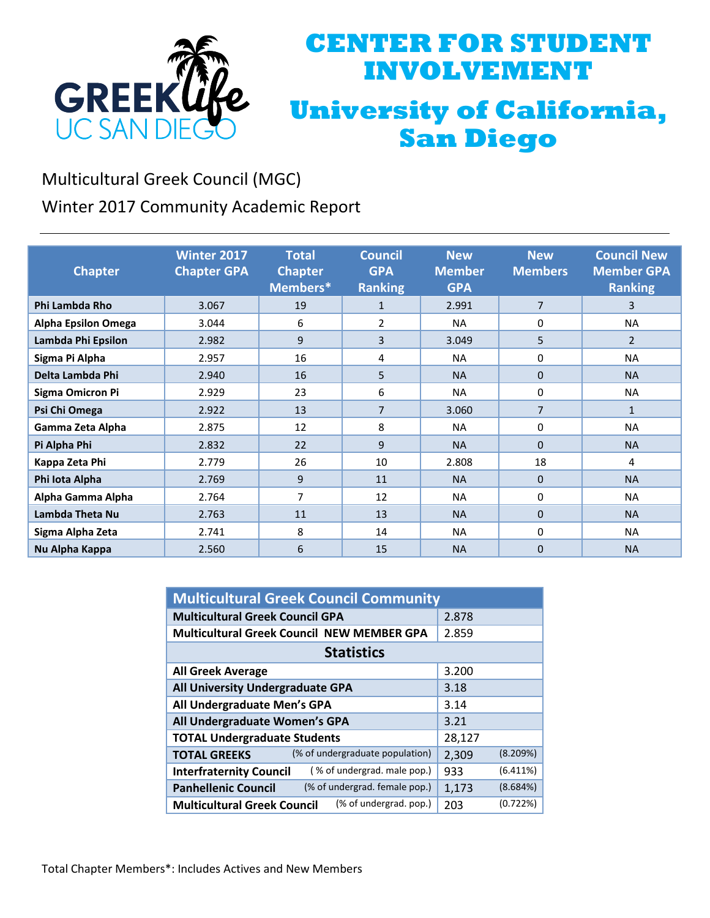GREEK*life* UC SAN DIEGO

# CENTER FOR STUDENT INVOLVEMENT

# University of California, San Diego

Multicultural Greek Council (MGC)

Winter 2017 Community Academic Report

| Chapter | Winter 2017 Chapter GPA | Total Chapter Members* | Council GPA Ranking | New Member GPA | New Members | Council New Member GPA Ranking |
|---|---|---|---|---|---|---|
| Phi Lambda Rho | 3.067 | 19 | 1 | 2.991 | 7 | 3 |
| Alpha Epsilon Omega | 3.044 | 6 | 2 | NA | 0 | NA |
| Lambda Phi Epsilon | 2.982 | 9 | 3 | 3.049 | 5 | 2 |
| Sigma Pi Alpha | 2.957 | 16 | 4 | NA | 0 | NA |
| Delta Lambda Phi | 2.940 | 16 | 5 | NA | 0 | NA |
| Sigma Omicron Pi | 2.929 | 23 | 6 | NA | 0 | NA |
| Psi Chi Omega | 2.922 | 13 | 7 | 3.060 | 7 | 1 |
| Gamma Zeta Alpha | 2.875 | 12 | 8 | NA | 0 | NA |
| Pi Alpha Phi | 2.832 | 22 | 9 | NA | 0 | NA |
| Kappa Zeta Phi | 2.779 | 26 | 10 | 2.808 | 18 | 4 |
| Phi Iota Alpha | 2.769 | 9 | 11 | NA | 0 | NA |
| Alpha Gamma Alpha | 2.764 | 7 | 12 | NA | 0 | NA |
| Lambda Theta Nu | 2.763 | 11 | 13 | NA | 0 | NA |
| Sigma Alpha Zeta | 2.741 | 8 | 14 | NA | 0 | NA |
| Nu Alpha Kappa | 2.560 | 6 | 15 | NA | 0 | NA |

| Multicultural Greek Council Community | | |
|---|---|---|
| **Multicultural Greek Council GPA** | 2.878 | |
| **Multicultural Greek Council NEW MEMBER GPA** | 2.859 | |
| **Statistics** | | |
| **All Greek Average** | 3.200 | |
| **All University Undergraduate GPA** | 3.18 | |
| **All Undergraduate Men's GPA** | 3.14 | |
| **All Undergraduate Women's GPA** | 3.21 | |
| **TOTAL Undergraduate Students** | 28,127 | |
| **TOTAL GREEKS** (% of undergraduate population) | 2,309 | (8.209%) |
| **Interfraternity Council** ( % of undergrad. male pop.) | 933 | (6.411%) |
| **Panhellenic Council** (% of undergrad. female pop.) | 1,173 | (8.684%) |
| **Multicultural Greek Council** (% of undergrad. pop.) | 203 | (0.722%) |

Total Chapter Members*: Includes Actives and New Members